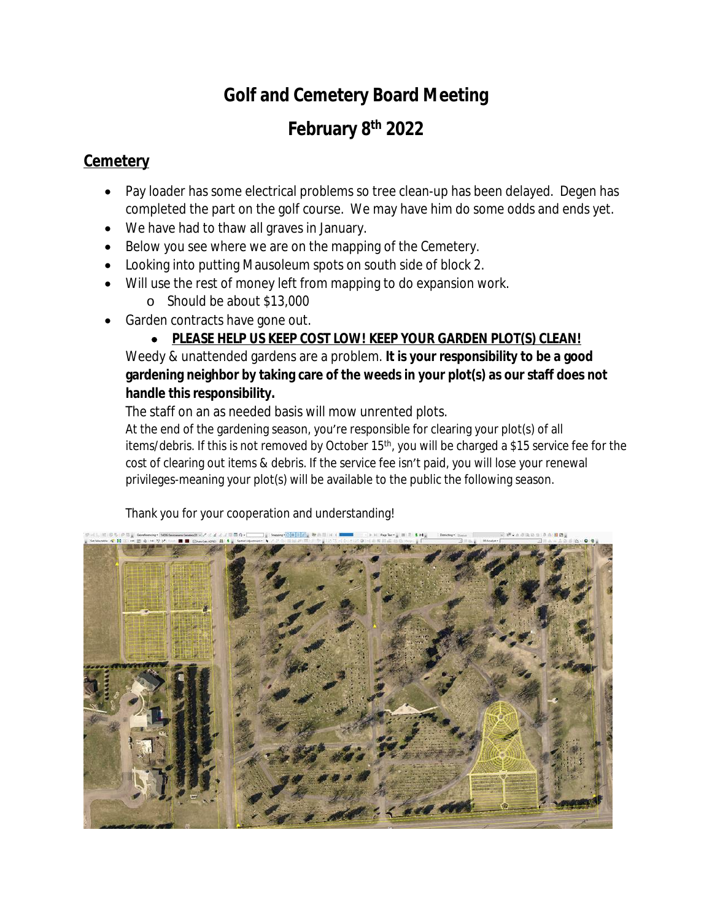# Golf and Cemetery Board Meeting

# February 8th 2022

## Cemetery

- Pay loader has some electrical problems so tree clean-up has been delayed. Degen has completed the part on the golf course. We may have him do some odds and ends yet.
- We have had to thaw all graves in January.
- Below you see where we are on the mapping of the Cemetery.
- Looking into putting Mausoleum spots on south side of block 2.
- Will use the rest of money left from mapping to do expansion work.
  - Should be about $13,000
- Garden contracts have gone out.
  - **PLEASE HELP US KEEP COST LOW! KEEP YOUR GARDEN PLOT(S) CLEAN!**

  Weedy & unattended gardens are a problem. **It is your responsibility to be a good gardening neighbor by taking care of the weeds in your plot(s) as our staff does not handle this responsibility.**

  The staff on an as needed basis will mow unrented plots.

  At the end of the gardening season, you're responsible for clearing your plot(s) of all items/debris. If this is not removed by October 15th, you will be charged a $15 service fee for the cost of clearing out items & debris. If the service fee isn't paid, you will lose your renewal privileges-meaning your plot(s) will be available to the public the following season.

  Thank you for your cooperation and understanding!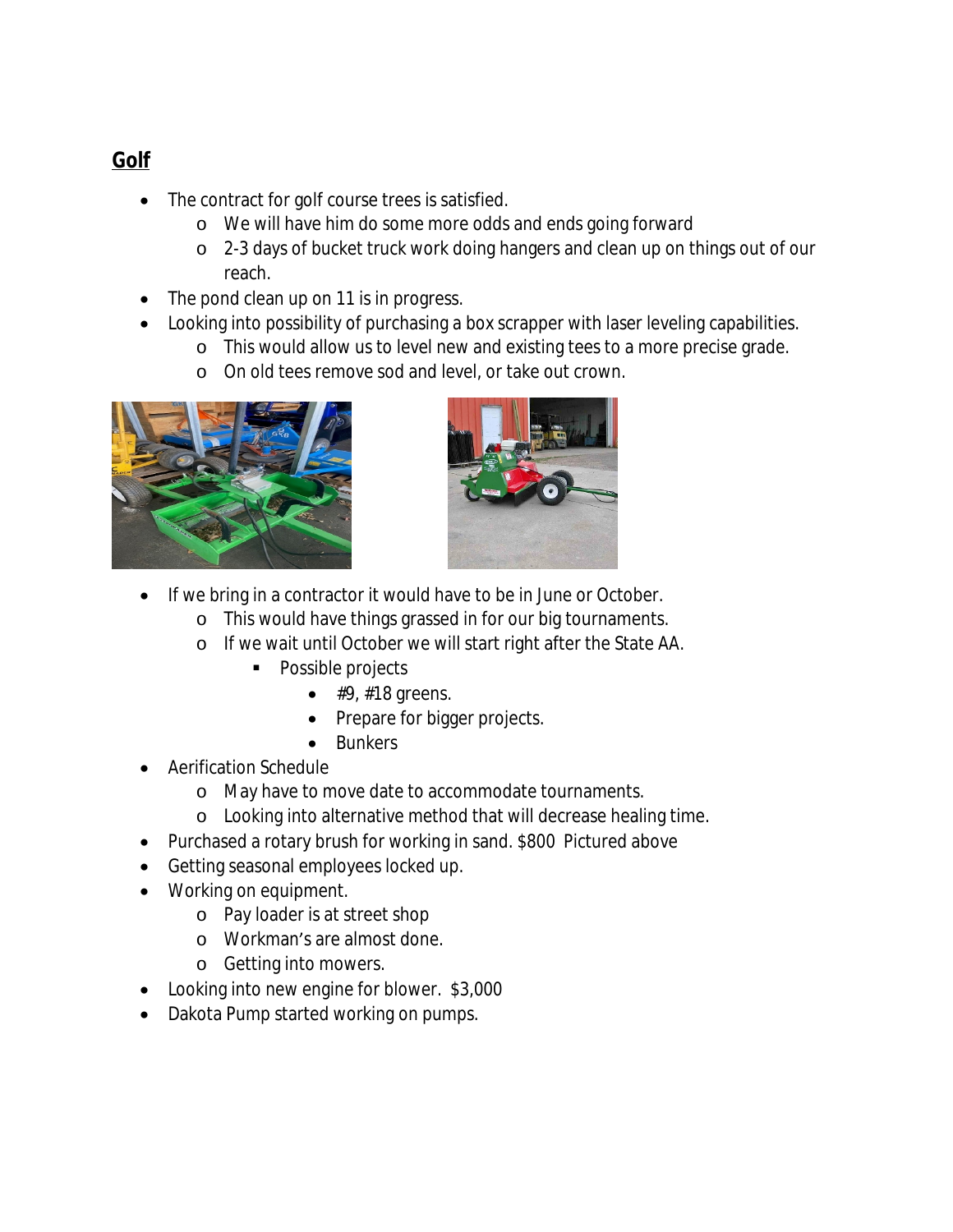## Golf

- The contract for golf course trees is satisfied.
  - We will have him do some more odds and ends going forward
  - 2-3 days of bucket truck work doing hangers and clean up on things out of our reach.
- The pond clean up on 11 is in progress.
- Looking into possibility of purchasing a box scrapper with laser leveling capabilities.
  - This would allow us to level new and existing tees to a more precise grade.
  - On old tees remove sod and level, or take out crown.
- If we bring in a contractor it would have to be in June or October.
  - This would have things grassed in for our big tournaments.
  - If we wait until October we will start right after the State AA.
    - Possible projects
      - #9, #18 greens.
      - Prepare for bigger projects.
      - Bunkers
- Aerification Schedule
  - May have to move date to accommodate tournaments.
  - Looking into alternative method that will decrease healing time.
- Purchased a rotary brush for working in sand. $800 Pictured above
- Getting seasonal employees locked up.
- Working on equipment.
  - Pay loader is at street shop
  - Workman's are almost done.
  - Getting into mowers.
- Looking into new engine for blower. $3,000
- Dakota Pump started working on pumps.